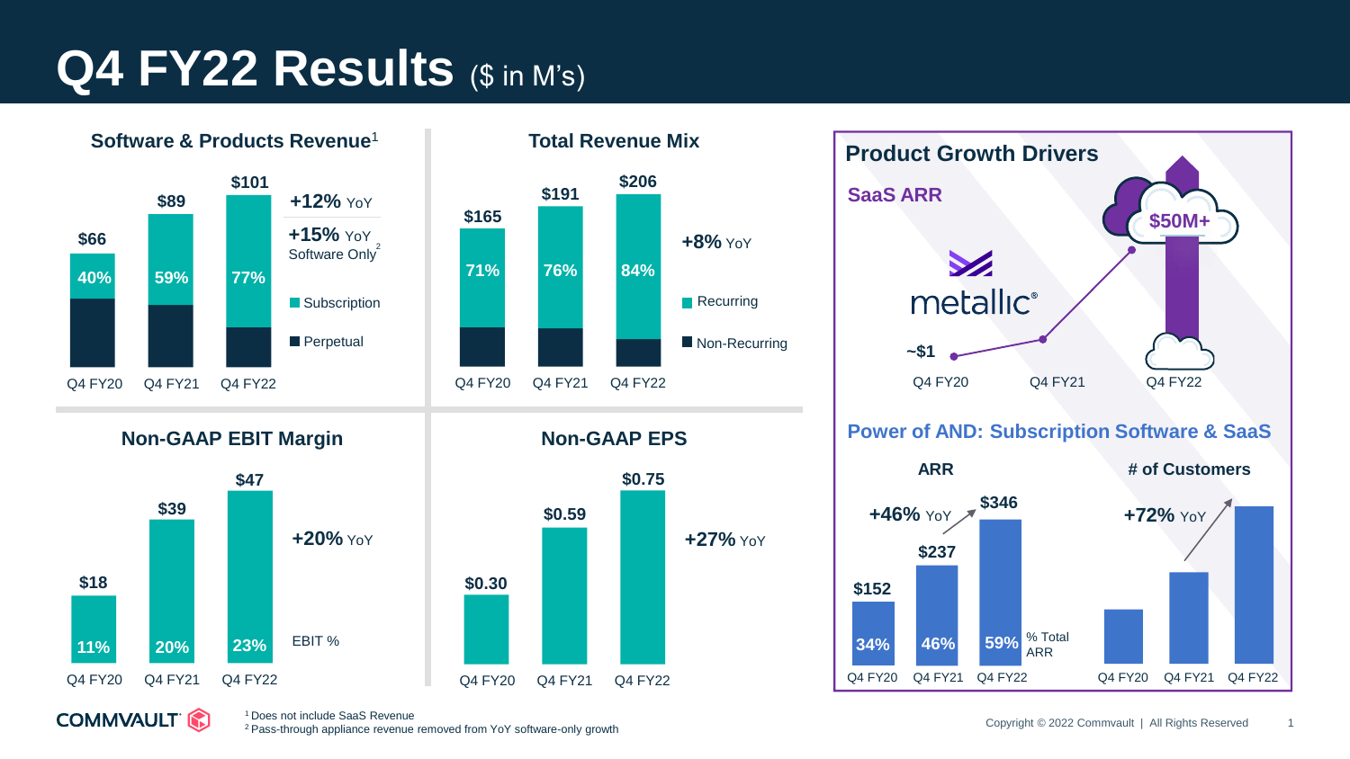# Q4 FY22 Results ($ in M's)

## Software & Products Revenue[1]

| | Q4 FY20 | Q4 FY21 | Q4 FY22 |
|---|---|---|---|
| Revenue | $66 | $89 | $101 |
| Subscription % | 40% | 59% | 77% |

+12% YoY

+15% YoY Software Only[2]

Subscription | Perpetual

## Total Revenue Mix

| | Q4 FY20 | Q4 FY21 | Q4 FY22 |
|---|---|---|---|
| Revenue | $165 | $191 | $206 |
| Recurring % | 71% | 76% | 84% |

+8% YoY

Recurring | Non-Recurring

## Non-GAAP EBIT Margin

| | Q4 FY20 | Q4 FY21 | Q4 FY22 |
|---|---|---|---|
| EBIT | $18 | $39 | $47 |
| EBIT % | 11% | 20% | 23% |

+20% YoY

## Non-GAAP EPS

| | Q4 FY20 | Q4 FY21 | Q4 FY22 |
|---|---|---|---|
| EPS | $0.30 | $0.59 | $0.75 |

+27% YoY

## Product Growth Drivers

### SaaS ARR

metallic®

| Q4 FY20 | Q4 FY21 | Q4 FY22 |
|---|---|---|
| ~$1 | | $50M+ |

### Power of AND: Subscription Software & SaaS

**ARR**

| | Q4 FY20 | Q4 FY21 | Q4 FY22 |
|---|---|---|---|
| ARR | $152 | $237 | $346 |
| % Total ARR | 34% | 46% | 59% |

+46% YoY

**# of Customers**

Q4 FY20 | Q4 FY21 | Q4 FY22

+72% YoY

[1] Does not include SaaS Revenue
[2] Pass-through appliance revenue removed from YoY software-only growth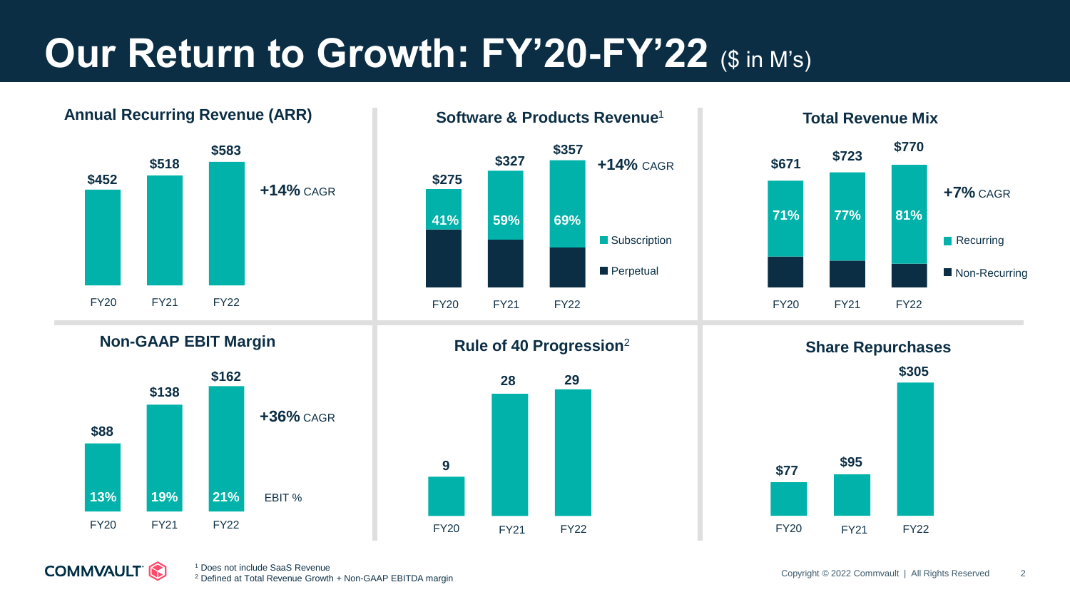# Our Return to Growth: FY'20-FY'22 ($ in M's)

## Annual Recurring Revenue (ARR)

$452
$518
$583
+14% CAGR
FY20
FY21
FY22

## Software & Products Revenue[1]

$275
$327
$357
41%
59%
69%
+14% CAGR
Subscription
Perpetual
FY20
FY21
FY22

## Total Revenue Mix

$671
$723
$770
71%
77%
81%
+7% CAGR
Recurring
Non-Recurring
FY20
FY21
FY22

## Non-GAAP EBIT Margin

$88
$138
$162
+36% CAGR
13%
19%
21%
EBIT %
FY20
FY21
FY22

## Rule of 40 Progression[2]

9
28
29
FY20
FY21
FY22

## Share Repurchases

$77
$95
$305
FY20
FY21
FY22

COMMVAULT

[1] Does not include SaaS Revenue
[2] Defined at Total Revenue Growth + Non-GAAP EBITDA margin

Copyright © 2022 Commvault | All Rights Reserved